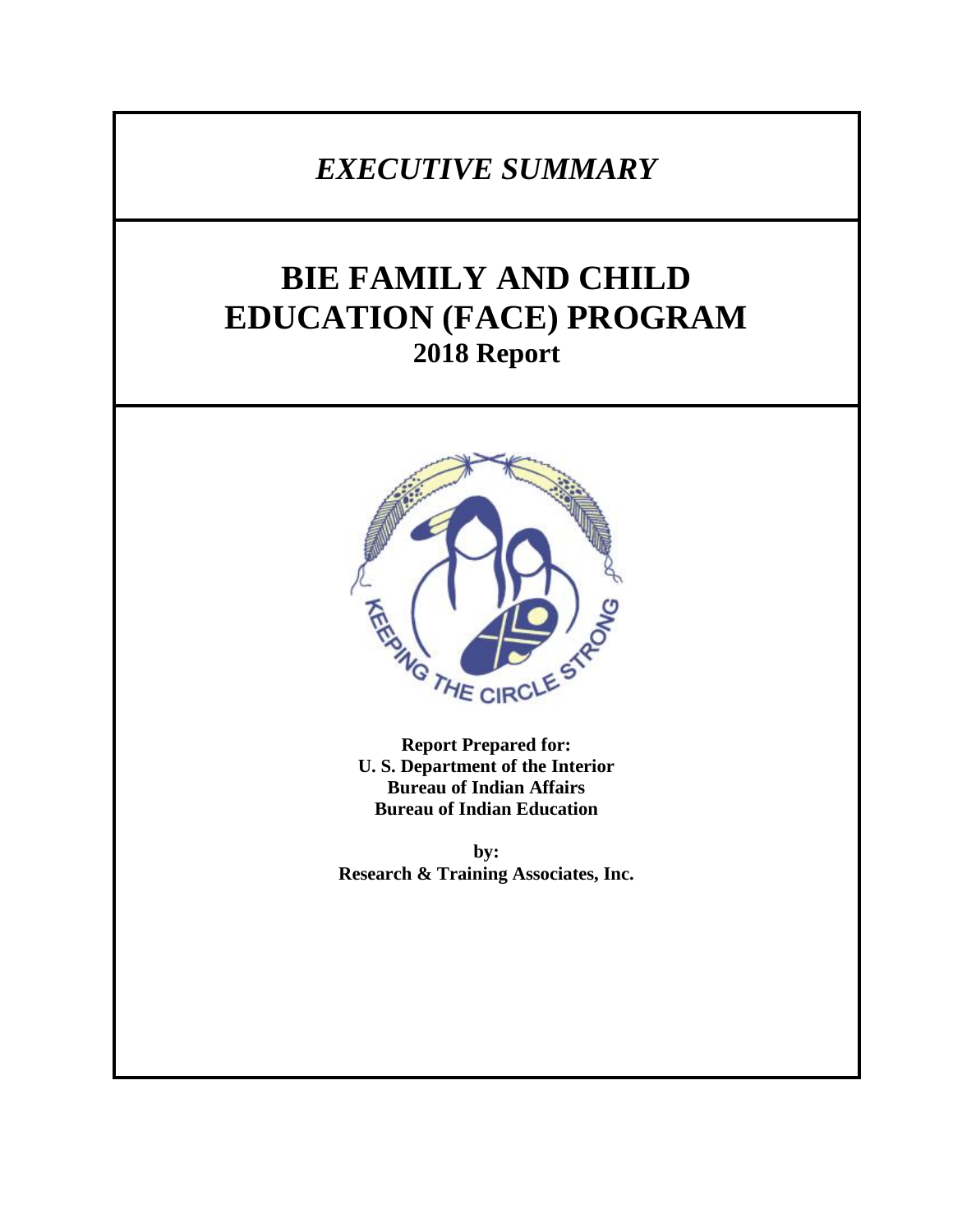*EXECUTIVE SUMMARY*

# BIE FAMILY AND CHILD EDUCATION (FACE) PROGRAM

## 2018 Report

**Report Prepared for:**
**U. S. Department of the Interior**
**Bureau of Indian Affairs**
**Bureau of Indian Education**

**by:**
**Research & Training Associates, Inc.**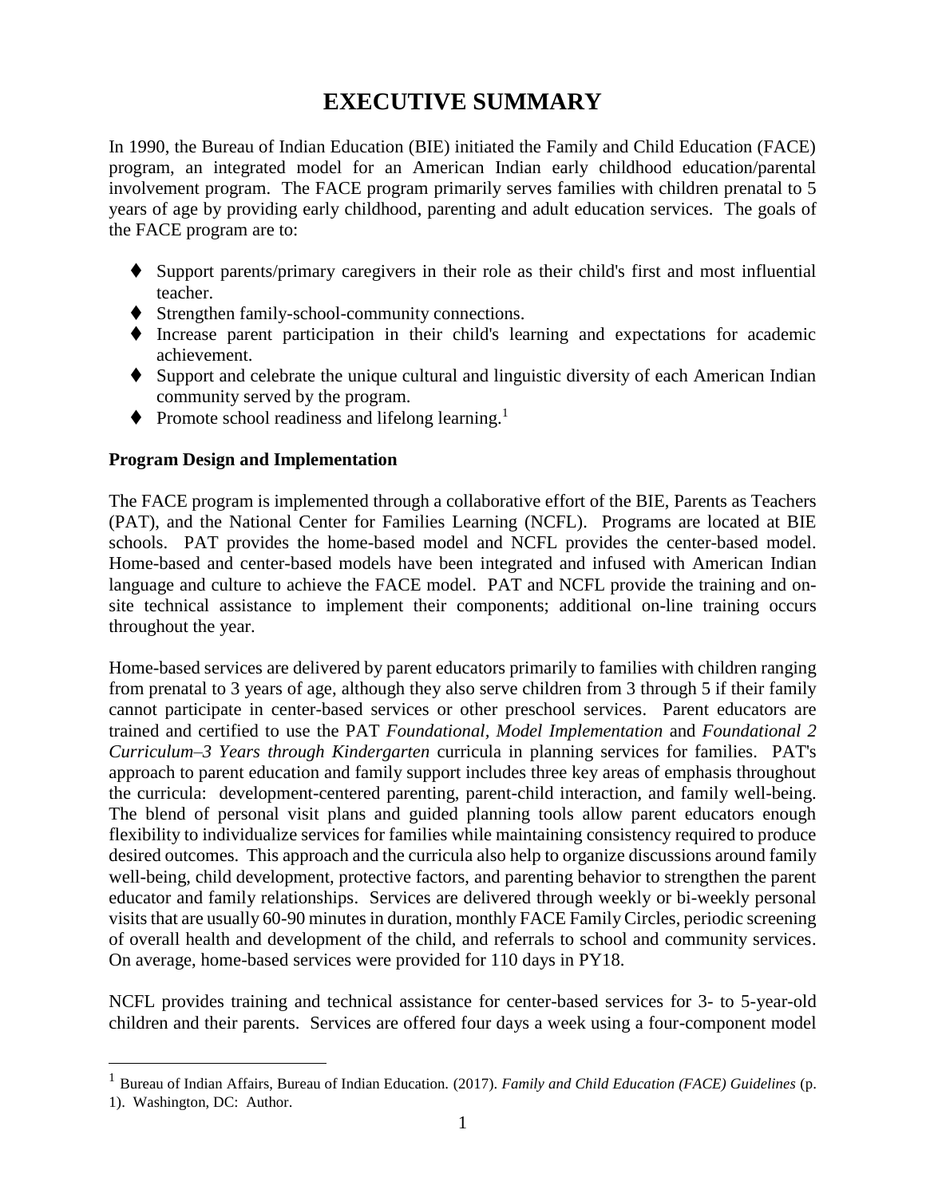# EXECUTIVE SUMMARY

In 1990, the Bureau of Indian Education (BIE) initiated the Family and Child Education (FACE) program, an integrated model for an American Indian early childhood education/parental involvement program. The FACE program primarily serves families with children prenatal to 5 years of age by providing early childhood, parenting and adult education services. The goals of the FACE program are to:

- Support parents/primary caregivers in their role as their child's first and most influential teacher.
- Strengthen family-school-community connections.
- Increase parent participation in their child's learning and expectations for academic achievement.
- Support and celebrate the unique cultural and linguistic diversity of each American Indian community served by the program.
- Promote school readiness and lifelong learning.[1]

### Program Design and Implementation

The FACE program is implemented through a collaborative effort of the BIE, Parents as Teachers (PAT), and the National Center for Families Learning (NCFL). Programs are located at BIE schools. PAT provides the home-based model and NCFL provides the center-based model. Home-based and center-based models have been integrated and infused with American Indian language and culture to achieve the FACE model. PAT and NCFL provide the training and on-site technical assistance to implement their components; additional on-line training occurs throughout the year.

Home-based services are delivered by parent educators primarily to families with children ranging from prenatal to 3 years of age, although they also serve children from 3 through 5 if their family cannot participate in center-based services or other preschool services. Parent educators are trained and certified to use the PAT *Foundational, Model Implementation* and *Foundational 2 Curriculum–3 Years through Kindergarten* curricula in planning services for families. PAT's approach to parent education and family support includes three key areas of emphasis throughout the curricula: development-centered parenting, parent-child interaction, and family well-being. The blend of personal visit plans and guided planning tools allow parent educators enough flexibility to individualize services for families while maintaining consistency required to produce desired outcomes. This approach and the curricula also help to organize discussions around family well-being, child development, protective factors, and parenting behavior to strengthen the parent educator and family relationships. Services are delivered through weekly or bi-weekly personal visits that are usually 60-90 minutes in duration, monthly FACE Family Circles, periodic screening of overall health and development of the child, and referrals to school and community services. On average, home-based services were provided for 110 days in PY18.

NCFL provides training and technical assistance for center-based services for 3- to 5-year-old children and their parents. Services are offered four days a week using a four-component model

[1] Bureau of Indian Affairs, Bureau of Indian Education. (2017). *Family and Child Education (FACE) Guidelines* (p. 1). Washington, DC: Author.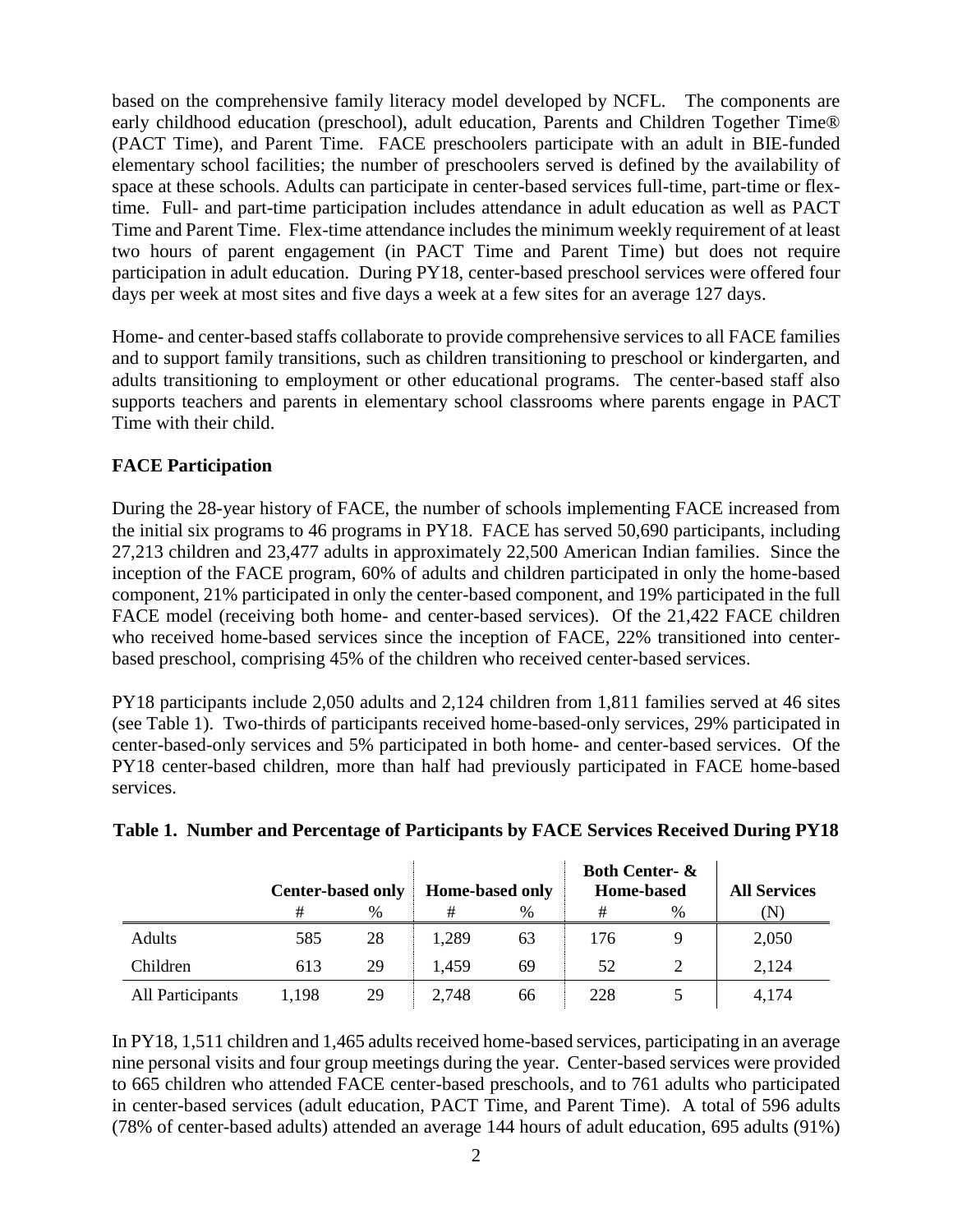based on the comprehensive family literacy model developed by NCFL. The components are early childhood education (preschool), adult education, Parents and Children Together Time® (PACT Time), and Parent Time. FACE preschoolers participate with an adult in BIE-funded elementary school facilities; the number of preschoolers served is defined by the availability of space at these schools. Adults can participate in center-based services full-time, part-time or flex-time. Full- and part-time participation includes attendance in adult education as well as PACT Time and Parent Time. Flex-time attendance includes the minimum weekly requirement of at least two hours of parent engagement (in PACT Time and Parent Time) but does not require participation in adult education. During PY18, center-based preschool services were offered four days per week at most sites and five days a week at a few sites for an average 127 days.

Home- and center-based staffs collaborate to provide comprehensive services to all FACE families and to support family transitions, such as children transitioning to preschool or kindergarten, and adults transitioning to employment or other educational programs. The center-based staff also supports teachers and parents in elementary school classrooms where parents engage in PACT Time with their child.

**FACE Participation**

During the 28-year history of FACE, the number of schools implementing FACE increased from the initial six programs to 46 programs in PY18. FACE has served 50,690 participants, including 27,213 children and 23,477 adults in approximately 22,500 American Indian families. Since the inception of the FACE program, 60% of adults and children participated in only the home-based component, 21% participated in only the center-based component, and 19% participated in the full FACE model (receiving both home- and center-based services). Of the 21,422 FACE children who received home-based services since the inception of FACE, 22% transitioned into center-based preschool, comprising 45% of the children who received center-based services.

PY18 participants include 2,050 adults and 2,124 children from 1,811 families served at 46 sites (see Table 1). Two-thirds of participants received home-based-only services, 29% participated in center-based-only services and 5% participated in both home- and center-based services. Of the PY18 center-based children, more than half had previously participated in FACE home-based services.

**Table 1. Number and Percentage of Participants by FACE Services Received During PY18**

| | Center-based only | | Home-based only | | Both Center- & Home-based | | All Services |
|---|---|---|---|---|---|---|---|
| | # | % | # | % | # | % | (N) |
| Adults | 585 | 28 | 1,289 | 63 | 176 | 9 | 2,050 |
| Children | 613 | 29 | 1,459 | 69 | 52 | 2 | 2,124 |
| All Participants | 1,198 | 29 | 2,748 | 66 | 228 | 5 | 4,174 |

In PY18, 1,511 children and 1,465 adults received home-based services, participating in an average nine personal visits and four group meetings during the year. Center-based services were provided to 665 children who attended FACE center-based preschools, and to 761 adults who participated in center-based services (adult education, PACT Time, and Parent Time). A total of 596 adults (78% of center-based adults) attended an average 144 hours of adult education, 695 adults (91%)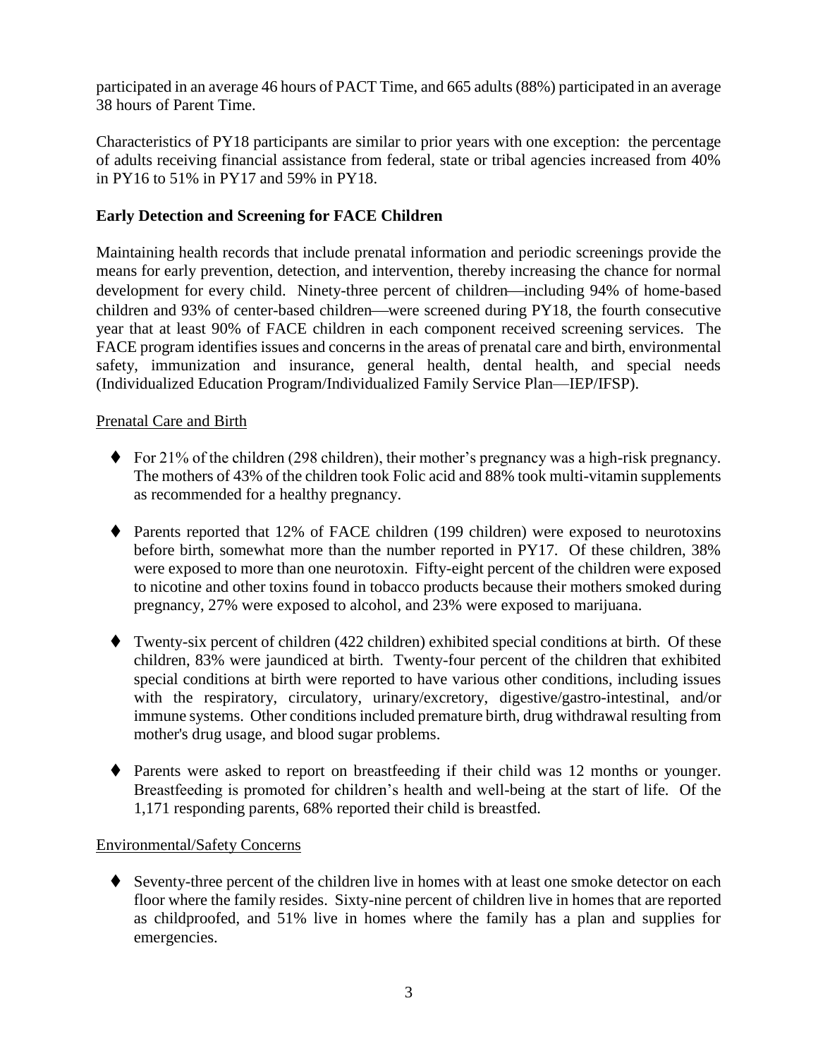participated in an average 46 hours of PACT Time, and 665 adults (88%) participated in an average 38 hours of Parent Time.

Characteristics of PY18 participants are similar to prior years with one exception: the percentage of adults receiving financial assistance from federal, state or tribal agencies increased from 40% in PY16 to 51% in PY17 and 59% in PY18.

**Early Detection and Screening for FACE Children**

Maintaining health records that include prenatal information and periodic screenings provide the means for early prevention, detection, and intervention, thereby increasing the chance for normal development for every child. Ninety-three percent of children—including 94% of home-based children and 93% of center-based children—were screened during PY18, the fourth consecutive year that at least 90% of FACE children in each component received screening services. The FACE program identifies issues and concerns in the areas of prenatal care and birth, environmental safety, immunization and insurance, general health, dental health, and special needs (Individualized Education Program/Individualized Family Service Plan—IEP/IFSP).

Prenatal Care and Birth

- For 21% of the children (298 children), their mother's pregnancy was a high-risk pregnancy. The mothers of 43% of the children took Folic acid and 88% took multi-vitamin supplements as recommended for a healthy pregnancy.
- Parents reported that 12% of FACE children (199 children) were exposed to neurotoxins before birth, somewhat more than the number reported in PY17. Of these children, 38% were exposed to more than one neurotoxin. Fifty-eight percent of the children were exposed to nicotine and other toxins found in tobacco products because their mothers smoked during pregnancy, 27% were exposed to alcohol, and 23% were exposed to marijuana.
- Twenty-six percent of children (422 children) exhibited special conditions at birth. Of these children, 83% were jaundiced at birth. Twenty-four percent of the children that exhibited special conditions at birth were reported to have various other conditions, including issues with the respiratory, circulatory, urinary/excretory, digestive/gastro-intestinal, and/or immune systems. Other conditions included premature birth, drug withdrawal resulting from mother's drug usage, and blood sugar problems.
- Parents were asked to report on breastfeeding if their child was 12 months or younger. Breastfeeding is promoted for children's health and well-being at the start of life. Of the 1,171 responding parents, 68% reported their child is breastfed.

Environmental/Safety Concerns

- Seventy-three percent of the children live in homes with at least one smoke detector on each floor where the family resides. Sixty-nine percent of children live in homes that are reported as childproofed, and 51% live in homes where the family has a plan and supplies for emergencies.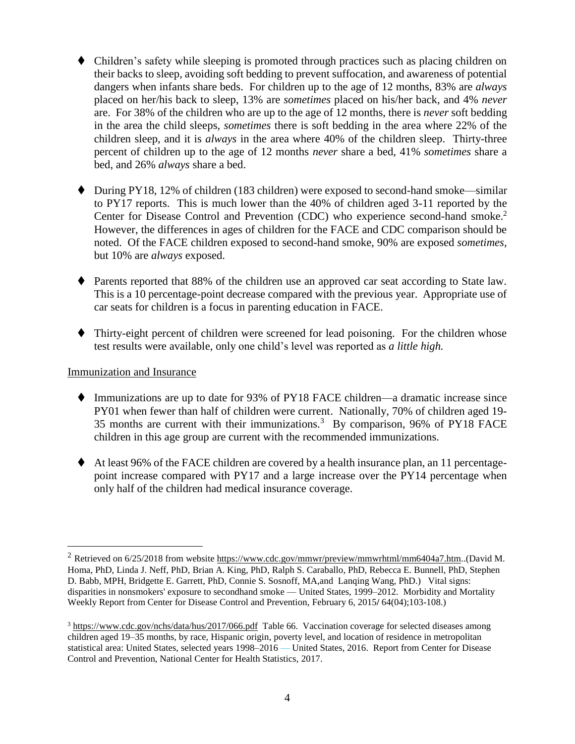- Children's safety while sleeping is promoted through practices such as placing children on their backs to sleep, avoiding soft bedding to prevent suffocation, and awareness of potential dangers when infants share beds. For children up to the age of 12 months, 83% are *always* placed on her/his back to sleep, 13% are *sometimes* placed on his/her back, and 4% *never* are. For 38% of the children who are up to the age of 12 months, there is *never* soft bedding in the area the child sleeps, *sometimes* there is soft bedding in the area where 22% of the children sleep, and it is *always* in the area where 40% of the children sleep. Thirty-three percent of children up to the age of 12 months *never* share a bed, 41% *sometimes* share a bed, and 26% *always* share a bed.

- During PY18, 12% of children (183 children) were exposed to second-hand smoke—similar to PY17 reports. This is much lower than the 40% of children aged 3-11 reported by the Center for Disease Control and Prevention (CDC) who experience second-hand smoke.[2] However, the differences in ages of children for the FACE and CDC comparison should be noted. Of the FACE children exposed to second-hand smoke, 90% are exposed *sometimes*, but 10% are *always* exposed.

- Parents reported that 88% of the children use an approved car seat according to State law. This is a 10 percentage-point decrease compared with the previous year. Appropriate use of car seats for children is a focus in parenting education in FACE.

- Thirty-eight percent of children were screened for lead poisoning. For the children whose test results were available, only one child's level was reported as *a little high.*

## Immunization and Insurance

- Immunizations are up to date for 93% of PY18 FACE children—a dramatic increase since PY01 when fewer than half of children were current. Nationally, 70% of children aged 19-35 months are current with their immunizations.[3] By comparison, 96% of PY18 FACE children in this age group are current with the recommended immunizations.

- At least 96% of the FACE children are covered by a health insurance plan, an 11 percentage-point increase compared with PY17 and a large increase over the PY14 percentage when only half of the children had medical insurance coverage.

---

[2] Retrieved on 6/25/2018 from website https://www.cdc.gov/mmwr/preview/mmwrhtml/mm6404a7.htm..(David M. Homa, PhD, Linda J. Neff, PhD, Brian A. King, PhD, Ralph S. Caraballo, PhD, Rebecca E. Bunnell, PhD, Stephen D. Babb, MPH, Bridgette E. Garrett, PhD, Connie S. Sosnoff, MA,and Lanqing Wang, PhD.) Vital signs: disparities in nonsmokers' exposure to secondhand smoke — United States, 1999–2012. Morbidity and Mortality Weekly Report from Center for Disease Control and Prevention, February 6, 2015/ 64(04);103-108.)

[3] https://www.cdc.gov/nchs/data/hus/2017/066.pdf Table 66. Vaccination coverage for selected diseases among children aged 19–35 months, by race, Hispanic origin, poverty level, and location of residence in metropolitan statistical area: United States, selected years 1998–2016 — United States, 2016. Report from Center for Disease Control and Prevention, National Center for Health Statistics, 2017.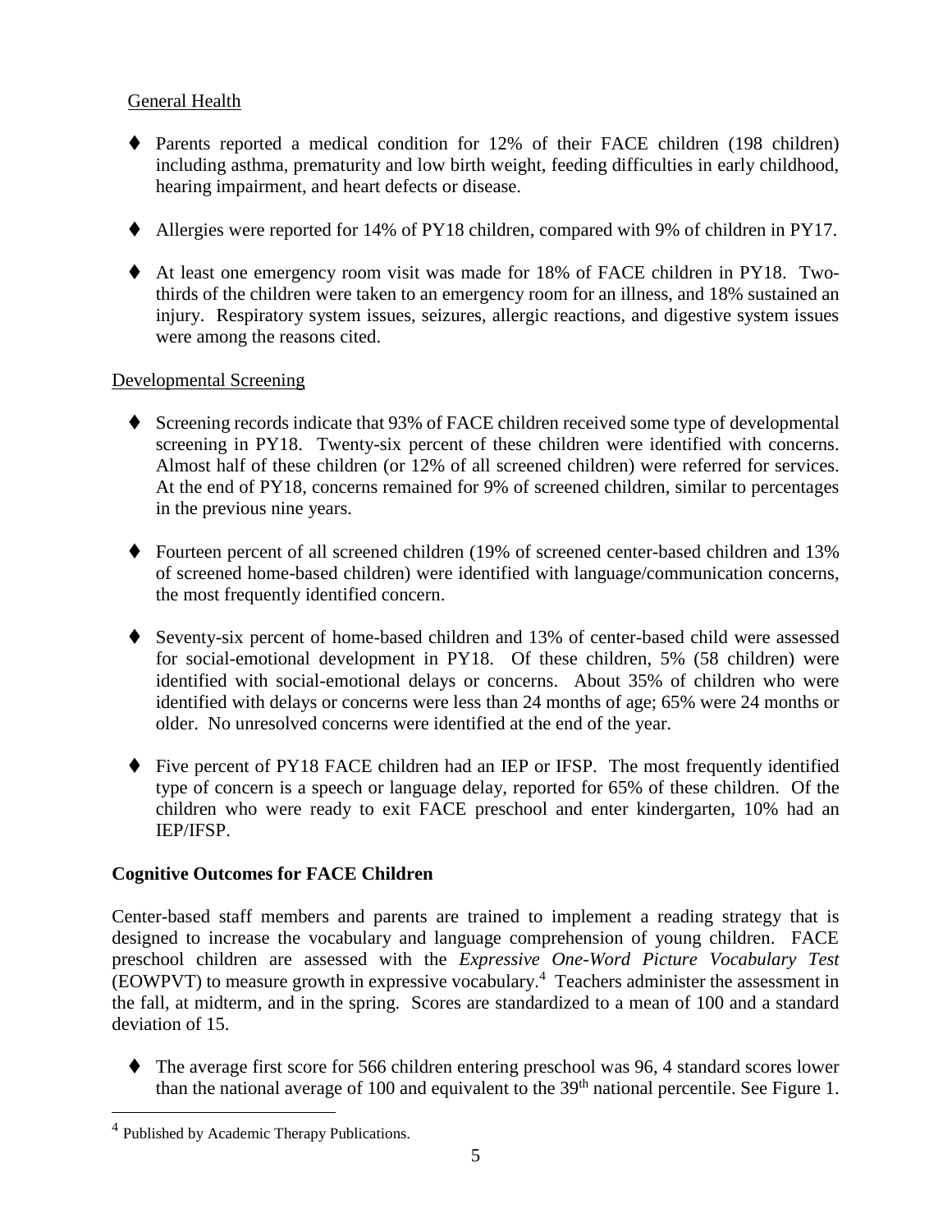General Health

- Parents reported a medical condition for 12% of their FACE children (198 children) including asthma, prematurity and low birth weight, feeding difficulties in early childhood, hearing impairment, and heart defects or disease.

- Allergies were reported for 14% of PY18 children, compared with 9% of children in PY17.

- At least one emergency room visit was made for 18% of FACE children in PY18. Two-thirds of the children were taken to an emergency room for an illness, and 18% sustained an injury. Respiratory system issues, seizures, allergic reactions, and digestive system issues were among the reasons cited.

Developmental Screening

- Screening records indicate that 93% of FACE children received some type of developmental screening in PY18. Twenty-six percent of these children were identified with concerns. Almost half of these children (or 12% of all screened children) were referred for services. At the end of PY18, concerns remained for 9% of screened children, similar to percentages in the previous nine years.

- Fourteen percent of all screened children (19% of screened center-based children and 13% of screened home-based children) were identified with language/communication concerns, the most frequently identified concern.

- Seventy-six percent of home-based children and 13% of center-based child were assessed for social-emotional development in PY18. Of these children, 5% (58 children) were identified with social-emotional delays or concerns. About 35% of children who were identified with delays or concerns were less than 24 months of age; 65% were 24 months or older. No unresolved concerns were identified at the end of the year.

- Five percent of PY18 FACE children had an IEP or IFSP. The most frequently identified type of concern is a speech or language delay, reported for 65% of these children. Of the children who were ready to exit FACE preschool and enter kindergarten, 10% had an IEP/IFSP.

**Cognitive Outcomes for FACE Children**

Center-based staff members and parents are trained to implement a reading strategy that is designed to increase the vocabulary and language comprehension of young children. FACE preschool children are assessed with the *Expressive One-Word Picture Vocabulary Test* (EOWPVT) to measure growth in expressive vocabulary.[4] Teachers administer the assessment in the fall, at midterm, and in the spring. Scores are standardized to a mean of 100 and a standard deviation of 15.

- The average first score for 566 children entering preschool was 96, 4 standard scores lower than the national average of 100 and equivalent to the 39th national percentile. See Figure 1.

[4] Published by Academic Therapy Publications.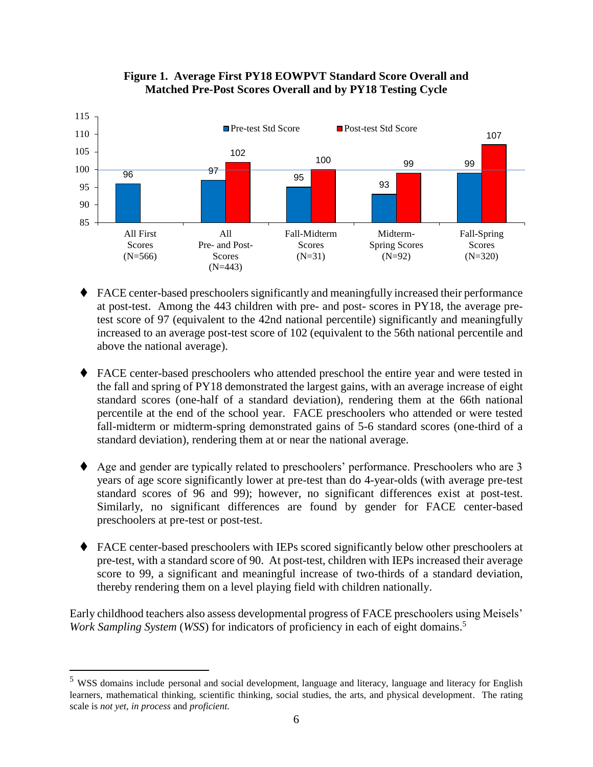**Figure 1. Average First PY18 EOWPVT Standard Score Overall and Matched Pre-Post Scores Overall and by PY18 Testing Cycle**

| | Pre-test Std Score | Post-test Std Score |
|---|---|---|
| All First Scores (N=566) | 96 | |
| All Pre- and Post-Scores (N=443) | 97 | 102 |
| Fall-Midterm Scores (N=31) | 95 | 100 |
| Midterm-Spring Scores (N=92) | 93 | 99 |
| Fall-Spring Scores (N=320) | 99 | 107 |

- FACE center-based preschoolers significantly and meaningfully increased their performance at post-test. Among the 443 children with pre- and post- scores in PY18, the average pre-test score of 97 (equivalent to the 42nd national percentile) significantly and meaningfully increased to an average post-test score of 102 (equivalent to the 56th national percentile and above the national average).

- FACE center-based preschoolers who attended preschool the entire year and were tested in the fall and spring of PY18 demonstrated the largest gains, with an average increase of eight standard scores (one-half of a standard deviation), rendering them at the 66th national percentile at the end of the school year. FACE preschoolers who attended or were tested fall-midterm or midterm-spring demonstrated gains of 5-6 standard scores (one-third of a standard deviation), rendering them at or near the national average.

- Age and gender are typically related to preschoolers' performance. Preschoolers who are 3 years of age score significantly lower at pre-test than do 4-year-olds (with average pre-test standard scores of 96 and 99); however, no significant differences exist at post-test. Similarly, no significant differences are found by gender for FACE center-based preschoolers at pre-test or post-test.

- FACE center-based preschoolers with IEPs scored significantly below other preschoolers at pre-test, with a standard score of 90. At post-test, children with IEPs increased their average score to 99, a significant and meaningful increase of two-thirds of a standard deviation, thereby rendering them on a level playing field with children nationally.

Early childhood teachers also assess developmental progress of FACE preschoolers using Meisels' *Work Sampling System* (*WSS*) for indicators of proficiency in each of eight domains.[5]

---

[5] WSS domains include personal and social development, language and literacy, language and literacy for English learners, mathematical thinking, scientific thinking, social studies, the arts, and physical development. The rating scale is *not yet*, *in process* and *proficient.*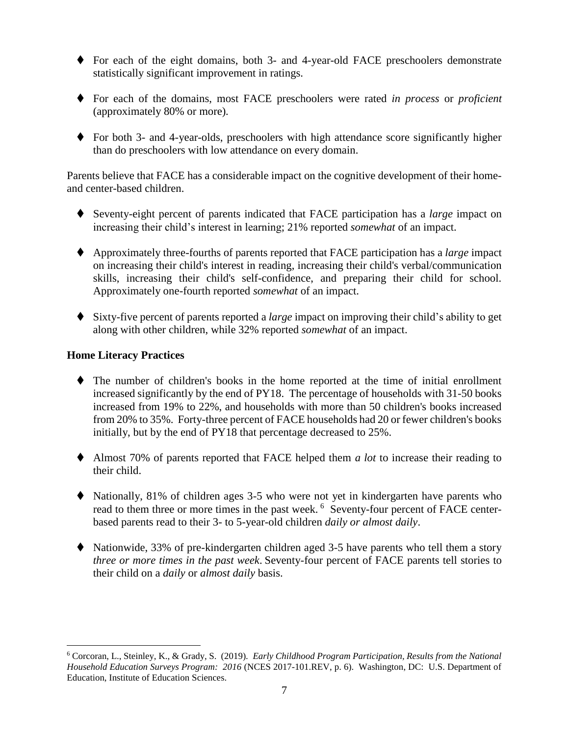- For each of the eight domains, both 3- and 4-year-old FACE preschoolers demonstrate statistically significant improvement in ratings.

- For each of the domains, most FACE preschoolers were rated *in process* or *proficient* (approximately 80% or more).

- For both 3- and 4-year-olds, preschoolers with high attendance score significantly higher than do preschoolers with low attendance on every domain.

Parents believe that FACE has a considerable impact on the cognitive development of their home- and center-based children.

- Seventy-eight percent of parents indicated that FACE participation has a *large* impact on increasing their child's interest in learning; 21% reported *somewhat* of an impact.

- Approximately three-fourths of parents reported that FACE participation has a *large* impact on increasing their child's interest in reading, increasing their child's verbal/communication skills, increasing their child's self-confidence, and preparing their child for school. Approximately one-fourth reported *somewhat* of an impact.

- Sixty-five percent of parents reported a *large* impact on improving their child's ability to get along with other children, while 32% reported *somewhat* of an impact.

**Home Literacy Practices**

- The number of children's books in the home reported at the time of initial enrollment increased significantly by the end of PY18. The percentage of households with 31-50 books increased from 19% to 22%, and households with more than 50 children's books increased from 20% to 35%. Forty-three percent of FACE households had 20 or fewer children's books initially, but by the end of PY18 that percentage decreased to 25%.

- Almost 70% of parents reported that FACE helped them *a lot* to increase their reading to their child.

- Nationally, 81% of children ages 3-5 who were not yet in kindergarten have parents who read to them three or more times in the past week. [6] Seventy-four percent of FACE center-based parents read to their 3- to 5-year-old children *daily or almost daily*.

- Nationwide, 33% of pre-kindergarten children aged 3-5 have parents who tell them a story *three or more times in the past week*. Seventy-four percent of FACE parents tell stories to their child on a *daily* or *almost daily* basis.

[6] Corcoran, L., Steinley, K., & Grady, S. (2019). *Early Childhood Program Participation, Results from the National Household Education Surveys Program: 2016* (NCES 2017-101.REV, p. 6). Washington, DC: U.S. Department of Education, Institute of Education Sciences.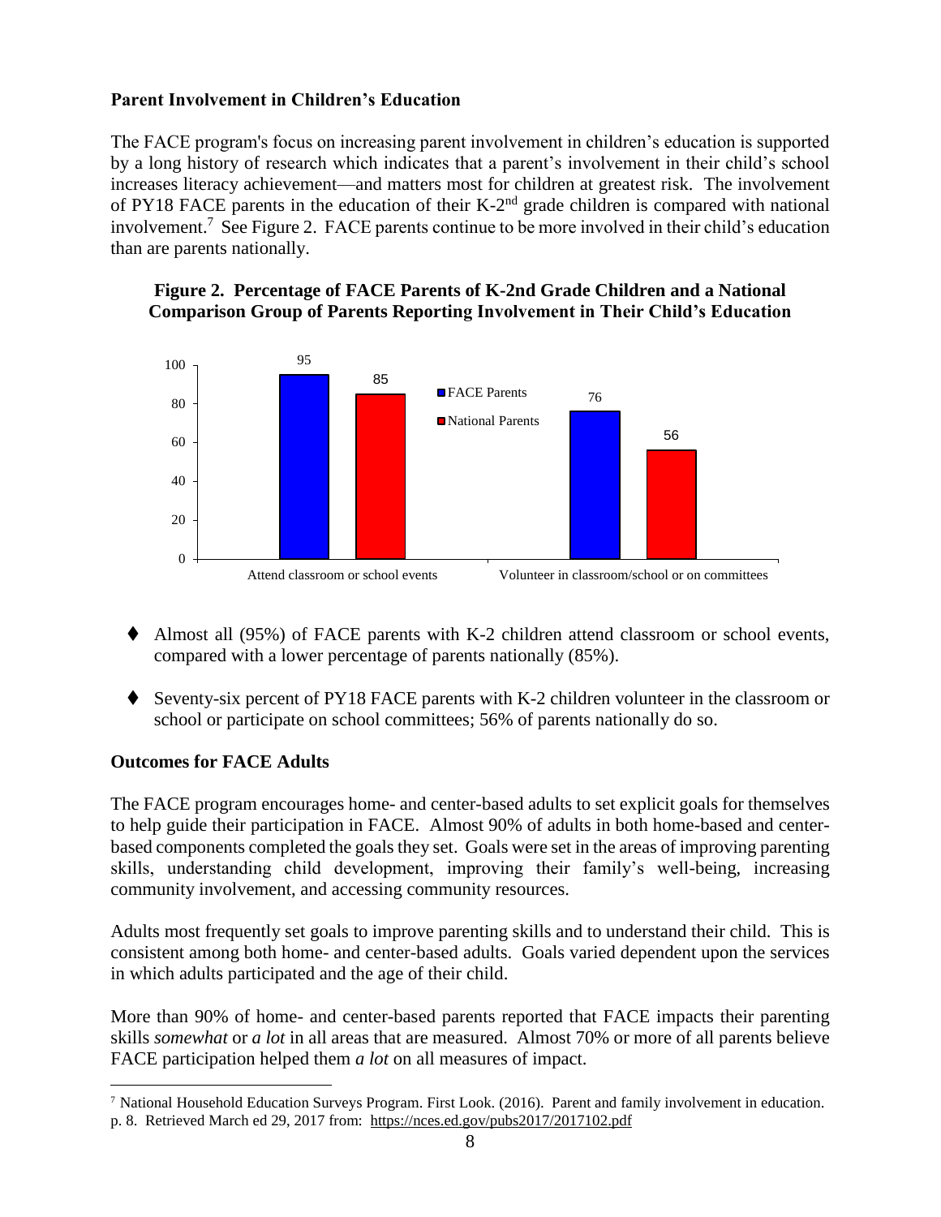### Parent Involvement in Children's Education

The FACE program's focus on increasing parent involvement in children's education is supported by a long history of research which indicates that a parent's involvement in their child's school increases literacy achievement—and matters most for children at greatest risk. The involvement of PY18 FACE parents in the education of their K-2nd grade children is compared with national involvement.[7] See Figure 2. FACE parents continue to be more involved in their child's education than are parents nationally.

**Figure 2. Percentage of FACE Parents of K-2nd Grade Children and a National Comparison Group of Parents Reporting Involvement in Their Child's Education**

| | FACE Parents | National Parents |
|---|---|---|
| Attend classroom or school events | 95 | 85 |
| Volunteer in classroom/school or on committees | 76 | 56 |

- Almost all (95%) of FACE parents with K-2 children attend classroom or school events, compared with a lower percentage of parents nationally (85%).
- Seventy-six percent of PY18 FACE parents with K-2 children volunteer in the classroom or school or participate on school committees; 56% of parents nationally do so.

### Outcomes for FACE Adults

The FACE program encourages home- and center-based adults to set explicit goals for themselves to help guide their participation in FACE. Almost 90% of adults in both home-based and center-based components completed the goals they set. Goals were set in the areas of improving parenting skills, understanding child development, improving their family's well-being, increasing community involvement, and accessing community resources.

Adults most frequently set goals to improve parenting skills and to understand their child. This is consistent among both home- and center-based adults. Goals varied dependent upon the services in which adults participated and the age of their child.

More than 90% of home- and center-based parents reported that FACE impacts their parenting skills *somewhat* or *a lot* in all areas that are measured. Almost 70% or more of all parents believe FACE participation helped them *a lot* on all measures of impact.

---

[7] National Household Education Surveys Program. First Look. (2016). Parent and family involvement in education. p. 8. Retrieved March ed 29, 2017 from: https://nces.ed.gov/pubs2017/2017102.pdf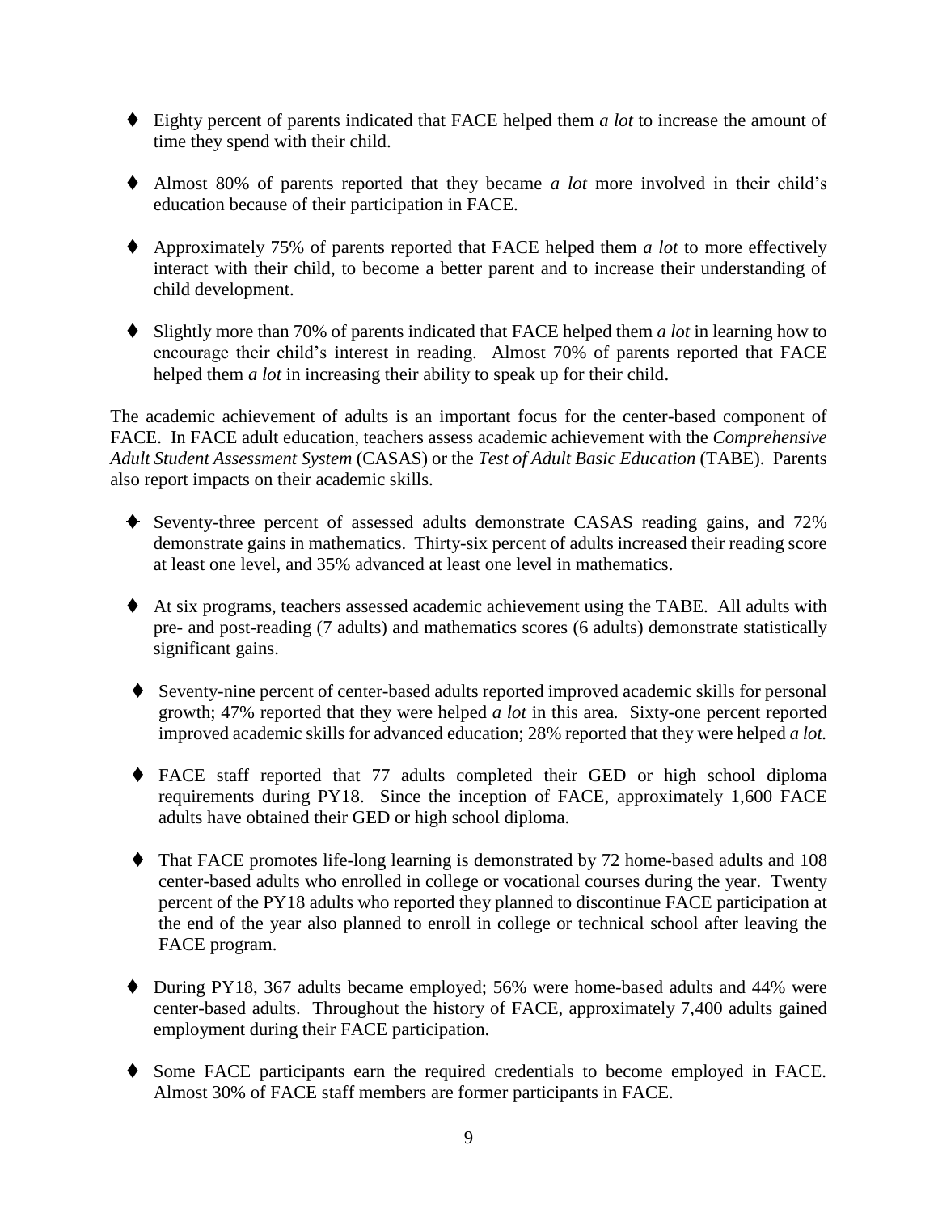- Eighty percent of parents indicated that FACE helped them *a lot* to increase the amount of time they spend with their child.

- Almost 80% of parents reported that they became *a lot* more involved in their child's education because of their participation in FACE.

- Approximately 75% of parents reported that FACE helped them *a lot* to more effectively interact with their child, to become a better parent and to increase their understanding of child development.

- Slightly more than 70% of parents indicated that FACE helped them *a lot* in learning how to encourage their child's interest in reading. Almost 70% of parents reported that FACE helped them *a lot* in increasing their ability to speak up for their child.

The academic achievement of adults is an important focus for the center-based component of FACE. In FACE adult education, teachers assess academic achievement with the *Comprehensive Adult Student Assessment System* (CASAS) or the *Test of Adult Basic Education* (TABE). Parents also report impacts on their academic skills.

- Seventy-three percent of assessed adults demonstrate CASAS reading gains, and 72% demonstrate gains in mathematics. Thirty-six percent of adults increased their reading score at least one level, and 35% advanced at least one level in mathematics.

- At six programs, teachers assessed academic achievement using the TABE. All adults with pre- and post-reading (7 adults) and mathematics scores (6 adults) demonstrate statistically significant gains.

- Seventy-nine percent of center-based adults reported improved academic skills for personal growth; 47% reported that they were helped *a lot* in this area. Sixty-one percent reported improved academic skills for advanced education; 28% reported that they were helped *a lot.*

- FACE staff reported that 77 adults completed their GED or high school diploma requirements during PY18. Since the inception of FACE, approximately 1,600 FACE adults have obtained their GED or high school diploma.

- That FACE promotes life-long learning is demonstrated by 72 home-based adults and 108 center-based adults who enrolled in college or vocational courses during the year. Twenty percent of the PY18 adults who reported they planned to discontinue FACE participation at the end of the year also planned to enroll in college or technical school after leaving the FACE program.

- During PY18, 367 adults became employed; 56% were home-based adults and 44% were center-based adults. Throughout the history of FACE, approximately 7,400 adults gained employment during their FACE participation.

- Some FACE participants earn the required credentials to become employed in FACE. Almost 30% of FACE staff members are former participants in FACE.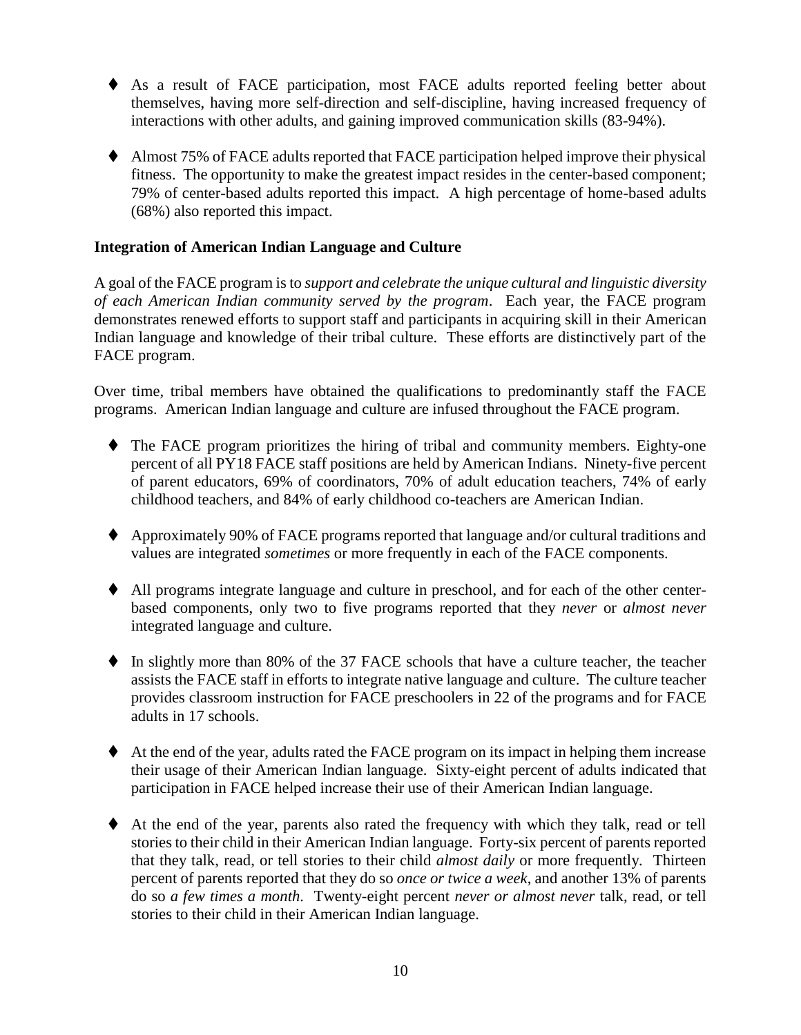- As a result of FACE participation, most FACE adults reported feeling better about themselves, having more self-direction and self-discipline, having increased frequency of interactions with other adults, and gaining improved communication skills (83-94%).

- Almost 75% of FACE adults reported that FACE participation helped improve their physical fitness. The opportunity to make the greatest impact resides in the center-based component; 79% of center-based adults reported this impact. A high percentage of home-based adults (68%) also reported this impact.

**Integration of American Indian Language and Culture**

A goal of the FACE program is to *support and celebrate the unique cultural and linguistic diversity of each American Indian community served by the program*. Each year, the FACE program demonstrates renewed efforts to support staff and participants in acquiring skill in their American Indian language and knowledge of their tribal culture. These efforts are distinctively part of the FACE program.

Over time, tribal members have obtained the qualifications to predominantly staff the FACE programs. American Indian language and culture are infused throughout the FACE program.

- The FACE program prioritizes the hiring of tribal and community members. Eighty-one percent of all PY18 FACE staff positions are held by American Indians. Ninety-five percent of parent educators, 69% of coordinators, 70% of adult education teachers, 74% of early childhood teachers, and 84% of early childhood co-teachers are American Indian.

- Approximately 90% of FACE programs reported that language and/or cultural traditions and values are integrated *sometimes* or more frequently in each of the FACE components.

- All programs integrate language and culture in preschool, and for each of the other center-based components, only two to five programs reported that they *never* or *almost never* integrated language and culture.

- In slightly more than 80% of the 37 FACE schools that have a culture teacher, the teacher assists the FACE staff in efforts to integrate native language and culture. The culture teacher provides classroom instruction for FACE preschoolers in 22 of the programs and for FACE adults in 17 schools.

- At the end of the year, adults rated the FACE program on its impact in helping them increase their usage of their American Indian language. Sixty-eight percent of adults indicated that participation in FACE helped increase their use of their American Indian language.

- At the end of the year, parents also rated the frequency with which they talk, read or tell stories to their child in their American Indian language. Forty-six percent of parents reported that they talk, read, or tell stories to their child *almost daily* or more frequently. Thirteen percent of parents reported that they do so *once or twice a week*, and another 13% of parents do so *a few times a month*. Twenty-eight percent *never or almost never* talk, read, or tell stories to their child in their American Indian language.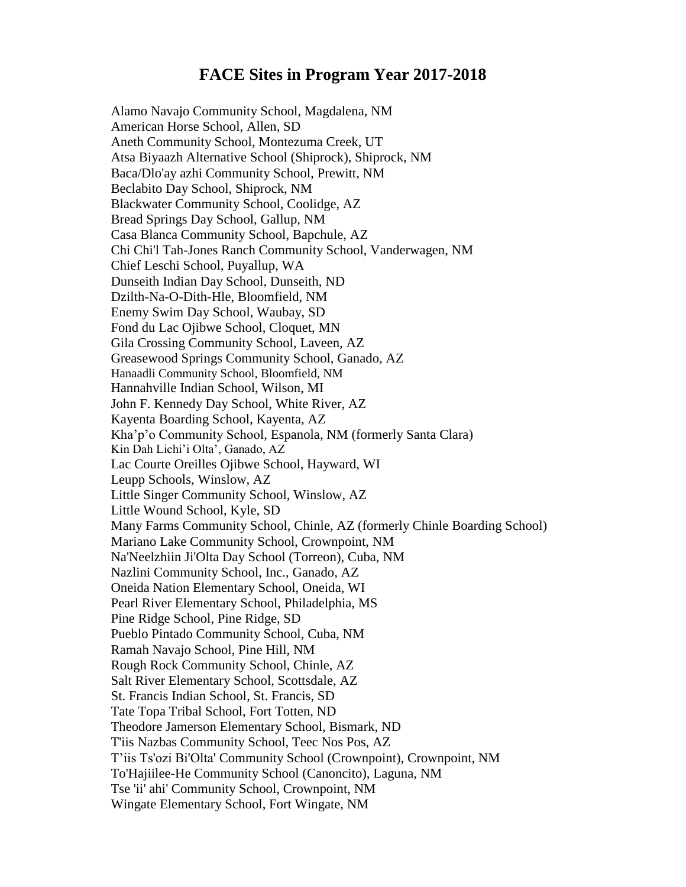# FACE Sites in Program Year 2017-2018

Alamo Navajo Community School, Magdalena, NM
American Horse School, Allen, SD
Aneth Community School, Montezuma Creek, UT
Atsa Biyaazh Alternative School (Shiprock), Shiprock, NM
Baca/Dlo'ay azhi Community School, Prewitt, NM
Beclabito Day School, Shiprock, NM
Blackwater Community School, Coolidge, AZ
Bread Springs Day School, Gallup, NM
Casa Blanca Community School, Bapchule, AZ
Chi Chi'l Tah-Jones Ranch Community School, Vanderwagen, NM
Chief Leschi School, Puyallup, WA
Dunseith Indian Day School, Dunseith, ND
Dzilth-Na-O-Dith-Hle, Bloomfield, NM
Enemy Swim Day School, Waubay, SD
Fond du Lac Ojibwe School, Cloquet, MN
Gila Crossing Community School, Laveen, AZ
Greasewood Springs Community School, Ganado, AZ
Hanaadli Community School, Bloomfield, NM
Hannahville Indian School, Wilson, MI
John F. Kennedy Day School, White River, AZ
Kayenta Boarding School, Kayenta, AZ
Kha'p'o Community School, Espanola, NM (formerly Santa Clara)
Kin Dah Lichi'i Olta', Ganado, AZ
Lac Courte Oreilles Ojibwe School, Hayward, WI
Leupp Schools, Winslow, AZ
Little Singer Community School, Winslow, AZ
Little Wound School, Kyle, SD
Many Farms Community School, Chinle, AZ (formerly Chinle Boarding School)
Mariano Lake Community School, Crownpoint, NM
Na'Neelzhiin Ji'Olta Day School (Torreon), Cuba, NM
Nazlini Community School, Inc., Ganado, AZ
Oneida Nation Elementary School, Oneida, WI
Pearl River Elementary School, Philadelphia, MS
Pine Ridge School, Pine Ridge, SD
Pueblo Pintado Community School, Cuba, NM
Ramah Navajo School, Pine Hill, NM
Rough Rock Community School, Chinle, AZ
Salt River Elementary School, Scottsdale, AZ
St. Francis Indian School, St. Francis, SD
Tate Topa Tribal School, Fort Totten, ND
Theodore Jamerson Elementary School, Bismark, ND
T'iis Nazbas Community School, Teec Nos Pos, AZ
T'iis Ts'ozi Bi'Olta' Community School (Crownpoint), Crownpoint, NM
To'Hajiilee-He Community School (Canoncito), Laguna, NM
Tse 'ii' ahi' Community School, Crownpoint, NM
Wingate Elementary School, Fort Wingate, NM